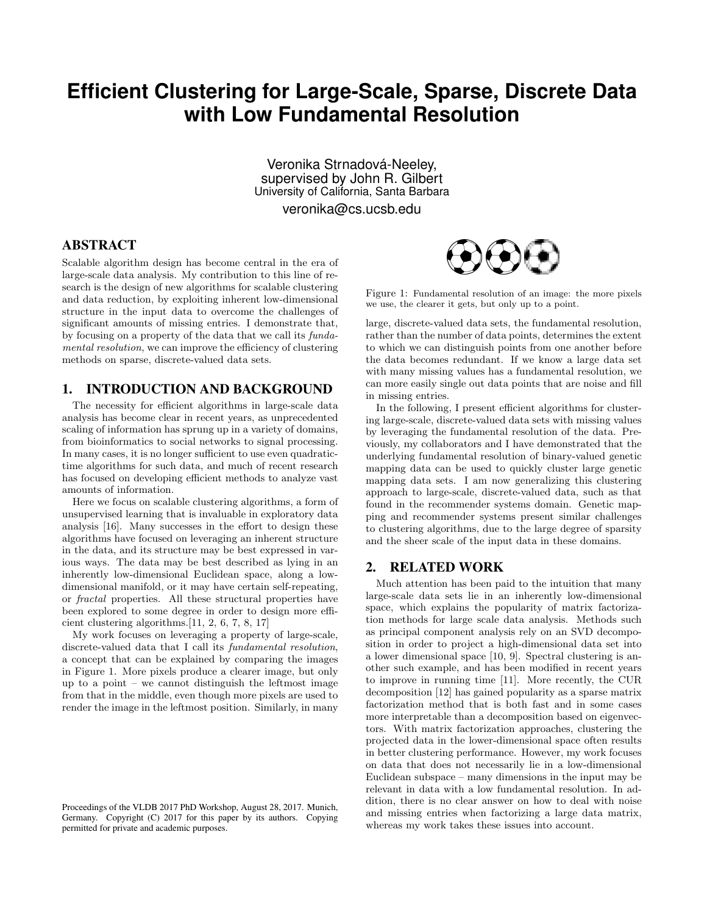# Efficient Clustering for Large-Scale, Sparse, Discrete Data with Low Fundamental Resolution

Veronika Strnadová-Neeley,
supervised by John R. Gilbert
University of California, Santa Barbara
veronika@cs.ucsb.edu

## ABSTRACT

Scalable algorithm design has become central in the era of large-scale data analysis. My contribution to this line of research is the design of new algorithms for scalable clustering and data reduction, by exploiting inherent low-dimensional structure in the input data to overcome the challenges of significant amounts of missing entries. I demonstrate that, by focusing on a property of the data that we call its *fundamental resolution*, we can improve the efficiency of clustering methods on sparse, discrete-valued data sets.

## 1. INTRODUCTION AND BACKGROUND

The necessity for efficient algorithms in large-scale data analysis has become clear in recent years, as unprecedented scaling of information has sprung up in a variety of domains, from bioinformatics to social networks to signal processing. In many cases, it is no longer sufficient to use even quadratic-time algorithms for such data, and much of recent research has focused on developing efficient methods to analyze vast amounts of information.

Here we focus on scalable clustering algorithms, a form of unsupervised learning that is invaluable in exploratory data analysis [16]. Many successes in the effort to design these algorithms have focused on leveraging an inherent structure in the data, and its structure may be best expressed in various ways. The data may be best described as lying in an inherently low-dimensional Euclidean space, along a low-dimensional manifold, or it may have certain self-repeating, or *fractal* properties. All these structural properties have been explored to some degree in order to design more efficient clustering algorithms.[11, 2, 6, 7, 8, 17]

My work focuses on leveraging a property of large-scale, discrete-valued data that I call its *fundamental resolution*, a concept that can be explained by comparing the images in Figure 1. More pixels produce a clearer image, but only up to a point – we cannot distinguish the leftmost image from that in the middle, even though more pixels are used to render the image in the leftmost position. Similarly, in many large, discrete-valued data sets, the fundamental resolution, rather than the number of data points, determines the extent to which we can distinguish points from one another before the data becomes redundant. If we know a large data set with many missing values has a fundamental resolution, we can more easily single out data points that are noise and fill in missing entries.

Figure 1: Fundamental resolution of an image: the more pixels we use, the clearer it gets, but only up to a point.

In the following, I present efficient algorithms for clustering large-scale, discrete-valued data sets with missing values by leveraging the fundamental resolution of the data. Previously, my collaborators and I have demonstrated that the underlying fundamental resolution of binary-valued genetic mapping data can be used to quickly cluster large genetic mapping data sets. I am now generalizing this clustering approach to large-scale, discrete-valued data, such as that found in the recommender systems domain. Genetic mapping and recommender systems present similar challenges to clustering algorithms, due to the large degree of sparsity and the sheer scale of the input data in these domains.

## 2. RELATED WORK

Much attention has been paid to the intuition that many large-scale data sets lie in an inherently low-dimensional space, which explains the popularity of matrix factorization methods for large scale data analysis. Methods such as principal component analysis rely on an SVD decomposition in order to project a high-dimensional data set into a lower dimensional space [10, 9]. Spectral clustering is another such example, and has been modified in recent years to improve in running time [11]. More recently, the CUR decomposition [12] has gained popularity as a sparse matrix factorization method that is both fast and in some cases more interpretable than a decomposition based on eigenvectors. With matrix factorization approaches, clustering the projected data in the lower-dimensional space often results in better clustering performance. However, my work focuses on data that does not necessarily lie in a low-dimensional Euclidean subspace – many dimensions in the input may be relevant in data with a low fundamental resolution. In addition, there is no clear answer on how to deal with noise and missing entries when factorizing a large data matrix, whereas my work takes these issues into account.

Proceedings of the VLDB 2017 PhD Workshop, August 28, 2017. Munich, Germany. Copyright (C) 2017 for this paper by its authors. Copying permitted for private and academic purposes.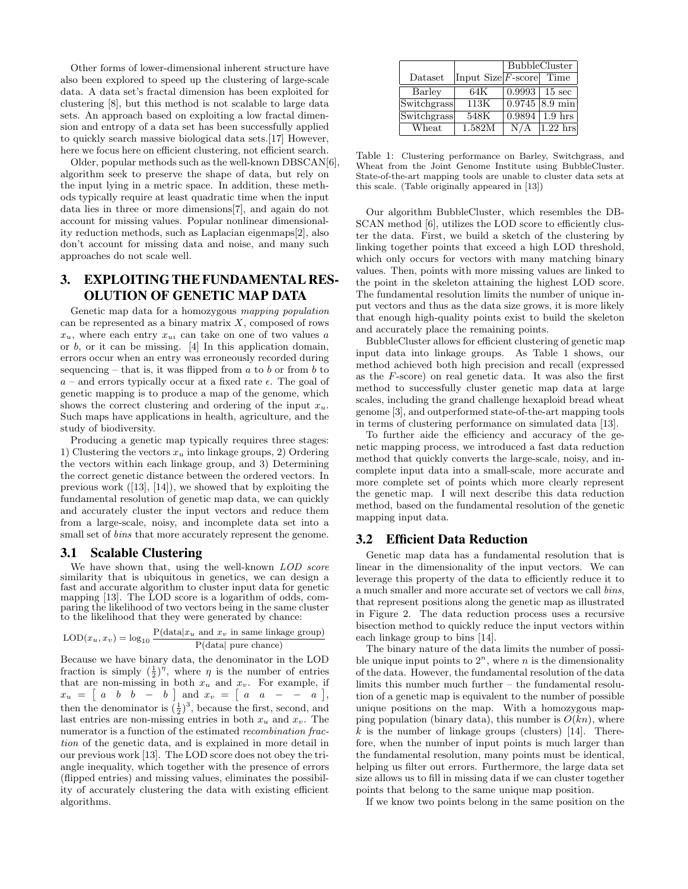Other forms of lower-dimensional inherent structure have also been explored to speed up the clustering of large-scale data. A data set's fractal dimension has been exploited for clustering [8], but this method is not scalable to large data sets. An approach based on exploiting a low fractal dimension and entropy of a data set has been successfully applied to quickly search massive biological data sets.[17] However, here we focus here on efficient clustering, not efficient search.

Older, popular methods such as the well-known DBSCAN[6], algorithm seek to preserve the shape of data, but rely on the input lying in a metric space. In addition, these methods typically require at least quadratic time when the input data lies in three or more dimensions[7], and again do not account for missing values. Popular nonlinear dimensionality reduction methods, such as Laplacian eigenmaps[2], also don't account for missing data and noise, and many such approaches do not scale well.

## 3. EXPLOITING THE FUNDAMENTAL RESOLUTION OF GENETIC MAP DATA

Genetic map data for a homozygous *mapping population* can be represented as a binary matrix $X$, composed of rows $x_u$, where each entry $x_{ui}$ can take on one of two values $a$ or $b$, or it can be missing. [4] In this application domain, errors occur when an entry was erroneously recorded during sequencing – that is, it was flipped from $a$ to $b$ or from $b$ to $a$ – and errors typically occur at a fixed rate $\epsilon$. The goal of genetic mapping is to produce a map of the genome, which shows the correct clustering and ordering of the input $x_u$. Such maps have applications in health, agriculture, and the study of biodiversity.

Producing a genetic map typically requires three stages: 1) Clustering the vectors $x_u$ into linkage groups, 2) Ordering the vectors within each linkage group, and 3) Determining the correct genetic distance between the ordered vectors. In previous work ([13], [14]), we showed that by exploiting the fundamental resolution of genetic map data, we can quickly and accurately cluster the input vectors and reduce them from a large-scale, noisy, and incomplete data set into a small set of *bins* that more accurately represent the genome.

### 3.1 Scalable Clustering

We have shown that, using the well-known *LOD score* similarity that is ubiquitous in genetics, we can design a fast and accurate algorithm to cluster input data for genetic mapping [13]. The LOD score is a logarithm of odds, comparing the likelihood of two vectors being in the same cluster to the likelihood that they were generated by chance:

$$\text{LOD}(x_u, x_v) = \log_{10} \frac{\text{P(data}|x_u \text{ and } x_v \text{ in same linkage group)}}{\text{P(data| pure chance)}}$$

Because we have binary data, the denominator in the LOD fraction is simply $(\frac{1}{2})^\eta$, where $\eta$ is the number of entries that are non-missing in both $x_u$ and $x_v$. For example, if $x_u = \begin{bmatrix} a & b & b & - & b \end{bmatrix}$ and $x_v = \begin{bmatrix} a & a & - & - & a \end{bmatrix}$, then the denominator is $(\frac{1}{2})^3$, because the first, second, and last entries are non-missing entries in both $x_u$ and $x_v$. The numerator is a function of the estimated *recombination fraction* of the genetic data, and is explained in more detail in our previous work [13]. The LOD score does not obey the triangle inequality, which together with the presence of errors (flipped entries) and missing values, eliminates the possibility of accurately clustering the data with existing efficient algorithms.

| Dataset | Input Size | BubbleCluster | |
|---|---|---|---|
| | | $F$-score | Time |
| Barley | 64K | 0.9993 | 15 sec |
| Switchgrass | 113K | 0.9745 | 8.9 min |
| Switchgrass | 548K | 0.9894 | 1.9 hrs |
| Wheat | 1.582M | N/A | 1.22 hrs |

Table 1: Clustering performance on Barley, Switchgrass, and Wheat from the Joint Genome Institute using BubbleCluster. State-of-the-art mapping tools are unable to cluster data sets at this scale. (Table originally appeared in [13])

Our algorithm BubbleCluster, which resembles the DBSCAN method [6], utilizes the LOD score to efficiently cluster the data. First, we build a sketch of the clustering by linking together points that exceed a high LOD threshold, which only occurs for vectors with many matching binary values. Then, points with more missing values are linked to the point in the skeleton attaining the highest LOD score. The fundamental resolution limits the number of unique input vectors and thus as the data size grows, it is more likely that enough high-quality points exist to build the skeleton and accurately place the remaining points.

BubbleCluster allows for efficient clustering of genetic map input data into linkage groups. As Table 1 shows, our method achieved both high precision and recall (expressed as the $F$-score) on real genetic data. It was also the first method to successfully cluster genetic map data at large scales, including the grand challenge hexaploid bread wheat genome [3], and outperformed state-of-the-art mapping tools in terms of clustering performance on simulated data [13].

To further aide the efficiency and accuracy of the genetic mapping process, we introduced a fast data reduction method that quickly converts the large-scale, noisy, and incomplete input data into a small-scale, more accurate and more complete set of points which more clearly represent the genetic map. I will next describe this data reduction method, based on the fundamental resolution of the genetic mapping input data.

### 3.2 Efficient Data Reduction

Genetic map data has a fundamental resolution that is linear in the dimensionality of the input vectors. We can leverage this property of the data to efficiently reduce it to a much smaller and more accurate set of vectors we call *bins*, that represent positions along the genetic map as illustrated in Figure 2. The data reduction process uses a recursive bisection method to quickly reduce the input vectors within each linkage group to bins [14].

The binary nature of the data limits the number of possible unique input points to $2^n$, where $n$ is the dimensionality of the data. However, the fundamental resolution of the data limits this number much further – the fundamental resolution of a genetic map is equivalent to the number of possible unique positions on the map. With a homozygous mapping population (binary data), this number is $O(kn)$, where $k$ is the number of linkage groups (clusters) [14]. Therefore, when the number of input points is much larger than the fundamental resolution, many points must be identical, helping us filter out errors. Furthermore, the large data set size allows us to fill in missing data if we can cluster together points that belong to the same unique map position.

If we know two points belong in the same position on the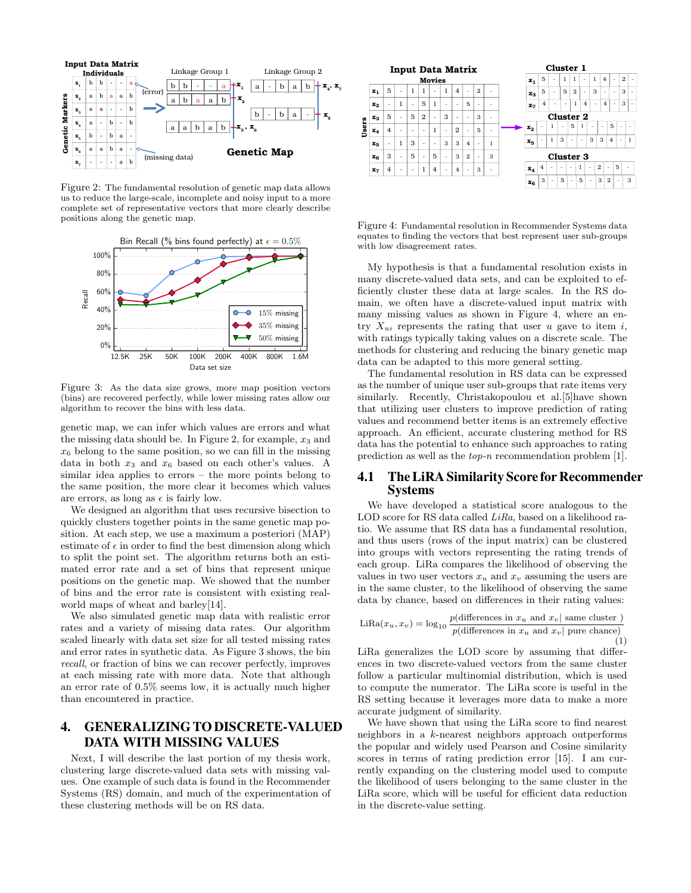Figure 2: The fundamental resolution of genetic map data allows us to reduce the large-scale, incomplete and noisy input to a more complete set of representative vectors that more clearly describe positions along the genetic map.

Figure 3: As the data size grows, more map position vectors (bins) are recovered perfectly, while lower missing rates allow our algorithm to recover the bins with less data.

genetic map, we can infer which values are errors and what the missing data should be. In Figure 2, for example, $x_3$ and $x_6$ belong to the same position, so we can fill in the missing data in both $x_3$ and $x_6$ based on each other's values. A similar idea applies to errors – the more points belong to the same position, the more clear it becomes which values are errors, as long as $\epsilon$ is fairly low.

We designed an algorithm that uses recursive bisection to quickly clusters together points in the same genetic map position. At each step, we use a maximum a posteriori (MAP) estimate of $\epsilon$ in order to find the best dimension along which to split the point set. The algorithm returns both an estimated error rate and a set of bins that represent unique positions on the genetic map. We showed that the number of bins and the error rate is consistent with existing real-world maps of wheat and barley[14].

We also simulated genetic map data with realistic error rates and a variety of missing data rates. Our algorithm scaled linearly with data set size for all tested missing rates and error rates in synthetic data. As Figure 3 shows, the bin *recall*, or fraction of bins we can recover perfectly, improves at each missing rate with more data. Note that although an error rate of 0.5% seems low, it is actually much higher than encountered in practice.

# 4. GENERALIZING TO DISCRETE-VALUED DATA WITH MISSING VALUES

Next, I will describe the last portion of my thesis work, clustering large discrete-valued data sets with missing values. One example of such data is found in the Recommender Systems (RS) domain, and much of the experimentation of these clustering methods will be on RS data.

Figure 4: Fundamental resolution in Recommender Systems data equates to finding the vectors that best represent user sub-groups with low disagreement rates.

My hypothesis is that a fundamental resolution exists in many discrete-valued data sets, and can be exploited to efficiently cluster these data at large scales. In the RS domain, we often have a discrete-valued input matrix with many missing values as shown in Figure 4, where an entry $X_{ui}$ represents the rating that user $u$ gave to item $i$, with ratings typically taking values on a discrete scale. The methods for clustering and reducing the binary genetic map data can be adapted to this more general setting.

The fundamental resolution in RS data can be expressed as the number of unique user sub-groups that rate items very similarly. Recently, Christakopoulou et al.[5]have shown that utilizing user clusters to improve prediction of rating values and recommend better items is an extremely effective approach. An efficient, accurate clustering method for RS data has the potential to enhance such approaches to rating prediction as well as the *top-n* recommendation problem [1].

## 4.1 The LiRA Similarity Score for Recommender Systems

We have developed a statistical score analogous to the LOD score for RS data called *LiRa*, based on a likelihood ratio. We assume that RS data has a fundamental resolution, and thus users (rows of the input matrix) can be clustered into groups with vectors representing the rating trends of each group. LiRa compares the likelihood of observing the values in two user vectors $x_u$ and $x_v$ assuming the users are in the same cluster, to the likelihood of observing the same data by chance, based on differences in their rating values:

$$\text{LiRa}(x_u, x_v) = \log_{10} \frac{p(\text{differences in } x_u \text{ and } x_v | \text{ same cluster })}{p(\text{differences in } x_u \text{ and } x_v | \text{ pure chance})} \quad (1)$$

LiRa generalizes the LOD score by assuming that differences in two discrete-valued vectors from the same cluster follow a particular multinomial distribution, which is used to compute the numerator. The LiRa score is useful in the RS setting because it leverages more data to make a more accurate judgment of similarity.

We have shown that using the LiRa score to find nearest neighbors in a $k$-nearest neighbors approach outperforms the popular and widely used Pearson and Cosine similarity scores in terms of rating prediction error [15]. I am currently expanding on the clustering model used to compute the likelihood of users belonging to the same cluster in the LiRa score, which will be useful for efficient data reduction in the discrete-value setting.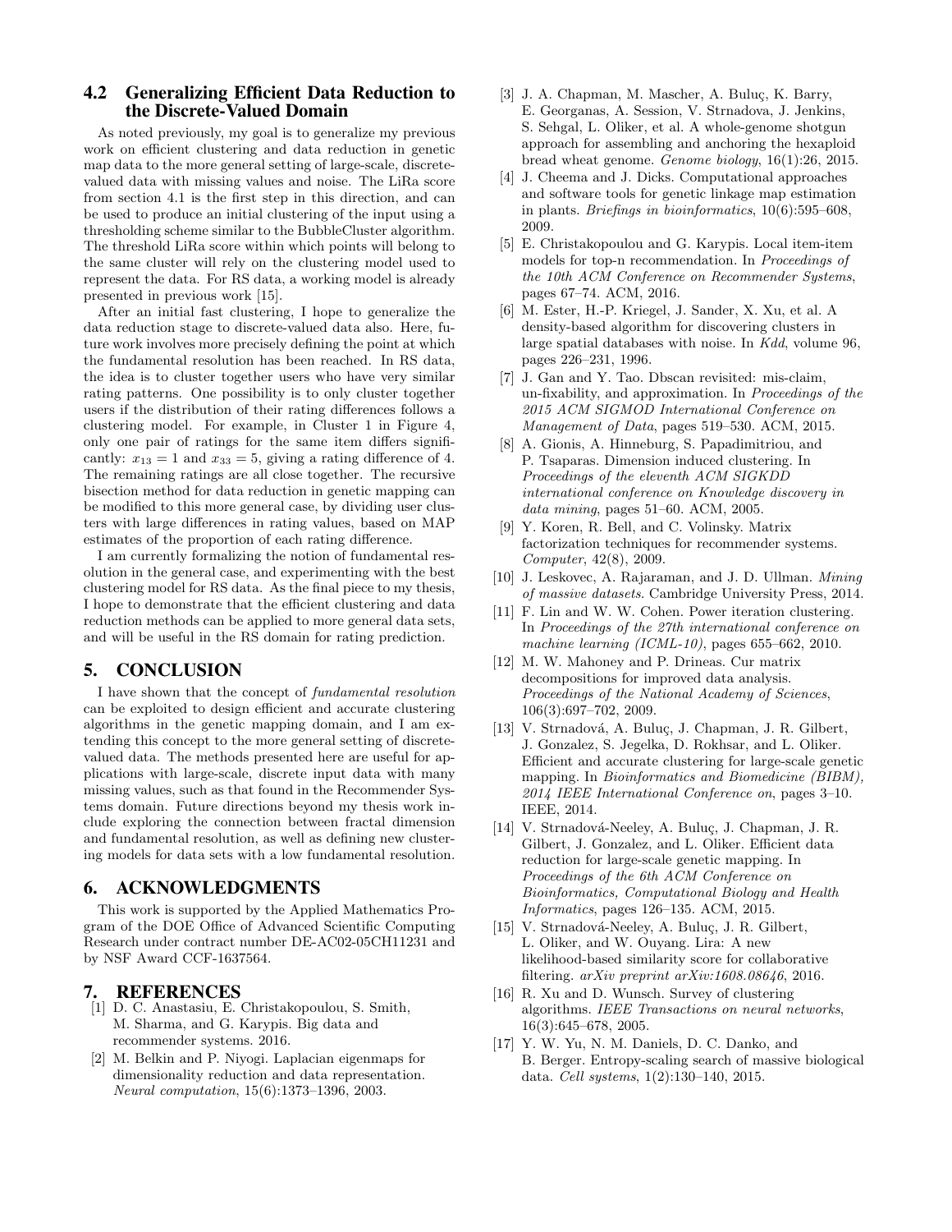### 4.2 Generalizing Efficient Data Reduction to the Discrete-Valued Domain

As noted previously, my goal is to generalize my previous work on efficient clustering and data reduction in genetic map data to the more general setting of large-scale, discrete-valued data with missing values and noise. The LiRa score from section 4.1 is the first step in this direction, and can be used to produce an initial clustering of the input using a thresholding scheme similar to the BubbleCluster algorithm. The threshold LiRa score within which points will belong to the same cluster will rely on the clustering model used to represent the data. For RS data, a working model is already presented in previous work [15].

After an initial fast clustering, I hope to generalize the data reduction stage to discrete-valued data also. Here, future work involves more precisely defining the point at which the fundamental resolution has been reached. In RS data, the idea is to cluster together users who have very similar rating patterns. One possibility is to only cluster together users if the distribution of their rating differences follows a clustering model. For example, in Cluster 1 in Figure 4, only one pair of ratings for the same item differs significantly: $x_{13} = 1$ and $x_{33} = 5$, giving a rating difference of 4. The remaining ratings are all close together. The recursive bisection method for data reduction in genetic mapping can be modified to this more general case, by dividing user clusters with large differences in rating values, based on MAP estimates of the proportion of each rating difference.

I am currently formalizing the notion of fundamental resolution in the general case, and experimenting with the best clustering model for RS data. As the final piece to my thesis, I hope to demonstrate that the efficient clustering and data reduction methods can be applied to more general data sets, and will be useful in the RS domain for rating prediction.

## 5. CONCLUSION

I have shown that the concept of *fundamental resolution* can be exploited to design efficient and accurate clustering algorithms in the genetic mapping domain, and I am extending this concept to the more general setting of discrete-valued data. The methods presented here are useful for applications with large-scale, discrete input data with many missing values, such as that found in the Recommender Systems domain. Future directions beyond my thesis work include exploring the connection between fractal dimension and fundamental resolution, as well as defining new clustering models for data sets with a low fundamental resolution.

## 6. ACKNOWLEDGMENTS

This work is supported by the Applied Mathematics Program of the DOE Office of Advanced Scientific Computing Research under contract number DE-AC02-05CH11231 and by NSF Award CCF-1637564.

## 7. REFERENCES

[1] D. C. Anastasiu, E. Christakopoulou, S. Smith, M. Sharma, and G. Karypis. Big data and recommender systems. 2016.

[2] M. Belkin and P. Niyogi. Laplacian eigenmaps for dimensionality reduction and data representation. *Neural computation*, 15(6):1373–1396, 2003.

[3] J. A. Chapman, M. Mascher, A. Buluç, K. Barry, E. Georganas, A. Session, V. Strnadova, J. Jenkins, S. Sehgal, L. Oliker, et al. A whole-genome shotgun approach for assembling and anchoring the hexaploid bread wheat genome. *Genome biology*, 16(1):26, 2015.

[4] J. Cheema and J. Dicks. Computational approaches and software tools for genetic linkage map estimation in plants. *Briefings in bioinformatics*, 10(6):595–608, 2009.

[5] E. Christakopoulou and G. Karypis. Local item-item models for top-n recommendation. In *Proceedings of the 10th ACM Conference on Recommender Systems*, pages 67–74. ACM, 2016.

[6] M. Ester, H.-P. Kriegel, J. Sander, X. Xu, et al. A density-based algorithm for discovering clusters in large spatial databases with noise. In *Kdd*, volume 96, pages 226–231, 1996.

[7] J. Gan and Y. Tao. Dbscan revisited: mis-claim, un-fixability, and approximation. In *Proceedings of the 2015 ACM SIGMOD International Conference on Management of Data*, pages 519–530. ACM, 2015.

[8] A. Gionis, A. Hinneburg, S. Papadimitriou, and P. Tsaparas. Dimension induced clustering. In *Proceedings of the eleventh ACM SIGKDD international conference on Knowledge discovery in data mining*, pages 51–60. ACM, 2005.

[9] Y. Koren, R. Bell, and C. Volinsky. Matrix factorization techniques for recommender systems. *Computer*, 42(8), 2009.

[10] J. Leskovec, A. Rajaraman, and J. D. Ullman. *Mining of massive datasets*. Cambridge University Press, 2014.

[11] F. Lin and W. W. Cohen. Power iteration clustering. In *Proceedings of the 27th international conference on machine learning (ICML-10)*, pages 655–662, 2010.

[12] M. W. Mahoney and P. Drineas. Cur matrix decompositions for improved data analysis. *Proceedings of the National Academy of Sciences*, 106(3):697–702, 2009.

[13] V. Strnadová, A. Buluç, J. Chapman, J. R. Gilbert, J. Gonzalez, S. Jegelka, D. Rokhsar, and L. Oliker. Efficient and accurate clustering for large-scale genetic mapping. In *Bioinformatics and Biomedicine (BIBM), 2014 IEEE International Conference on*, pages 3–10. IEEE, 2014.

[14] V. Strnadová-Neeley, A. Buluç, J. Chapman, J. R. Gilbert, J. Gonzalez, and L. Oliker. Efficient data reduction for large-scale genetic mapping. In *Proceedings of the 6th ACM Conference on Bioinformatics, Computational Biology and Health Informatics*, pages 126–135. ACM, 2015.

[15] V. Strnadová-Neeley, A. Buluç, J. R. Gilbert, L. Oliker, and W. Ouyang. Lira: A new likelihood-based similarity score for collaborative filtering. *arXiv preprint arXiv:1608.08646*, 2016.

[16] R. Xu and D. Wunsch. Survey of clustering algorithms. *IEEE Transactions on neural networks*, 16(3):645–678, 2005.

[17] Y. W. Yu, N. M. Daniels, D. C. Danko, and B. Berger. Entropy-scaling search of massive biological data. *Cell systems*, 1(2):130–140, 2015.